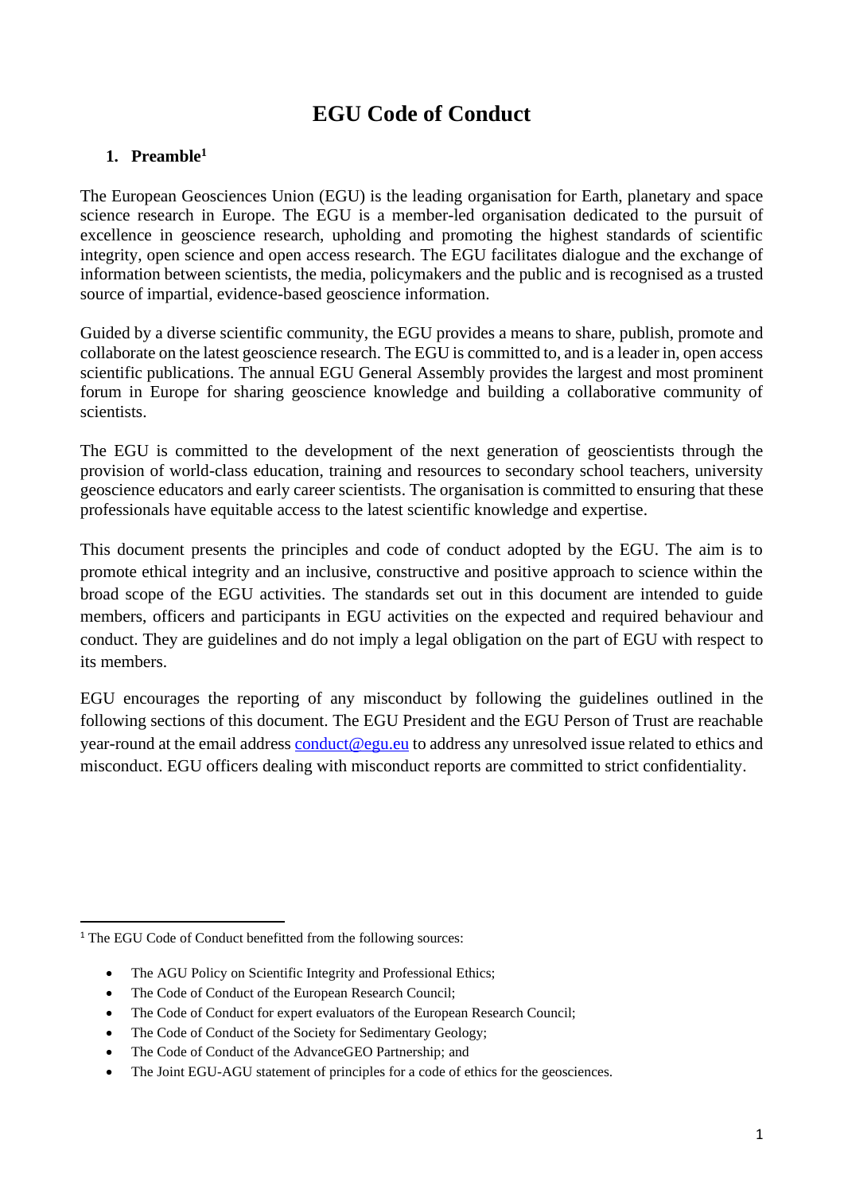# EGU Code of Conduct

## 1. Preamble[1]

The European Geosciences Union (EGU) is the leading organisation for Earth, planetary and space science research in Europe. The EGU is a member-led organisation dedicated to the pursuit of excellence in geoscience research, upholding and promoting the highest standards of scientific integrity, open science and open access research. The EGU facilitates dialogue and the exchange of information between scientists, the media, policymakers and the public and is recognised as a trusted source of impartial, evidence-based geoscience information.

Guided by a diverse scientific community, the EGU provides a means to share, publish, promote and collaborate on the latest geoscience research. The EGU is committed to, and is a leader in, open access scientific publications. The annual EGU General Assembly provides the largest and most prominent forum in Europe for sharing geoscience knowledge and building a collaborative community of scientists.

The EGU is committed to the development of the next generation of geoscientists through the provision of world-class education, training and resources to secondary school teachers, university geoscience educators and early career scientists. The organisation is committed to ensuring that these professionals have equitable access to the latest scientific knowledge and expertise.

This document presents the principles and code of conduct adopted by the EGU. The aim is to promote ethical integrity and an inclusive, constructive and positive approach to science within the broad scope of the EGU activities. The standards set out in this document are intended to guide members, officers and participants in EGU activities on the expected and required behaviour and conduct. They are guidelines and do not imply a legal obligation on the part of EGU with respect to its members.

EGU encourages the reporting of any misconduct by following the guidelines outlined in the following sections of this document. The EGU President and the EGU Person of Trust are reachable year-round at the email address conduct@egu.eu to address any unresolved issue related to ethics and misconduct. EGU officers dealing with misconduct reports are committed to strict confidentiality.

---

[1] The EGU Code of Conduct benefitted from the following sources:

- The AGU Policy on Scientific Integrity and Professional Ethics;
- The Code of Conduct of the European Research Council;
- The Code of Conduct for expert evaluators of the European Research Council;
- The Code of Conduct of the Society for Sedimentary Geology;
- The Code of Conduct of the AdvanceGEO Partnership; and
- The Joint EGU-AGU statement of principles for a code of ethics for the geosciences.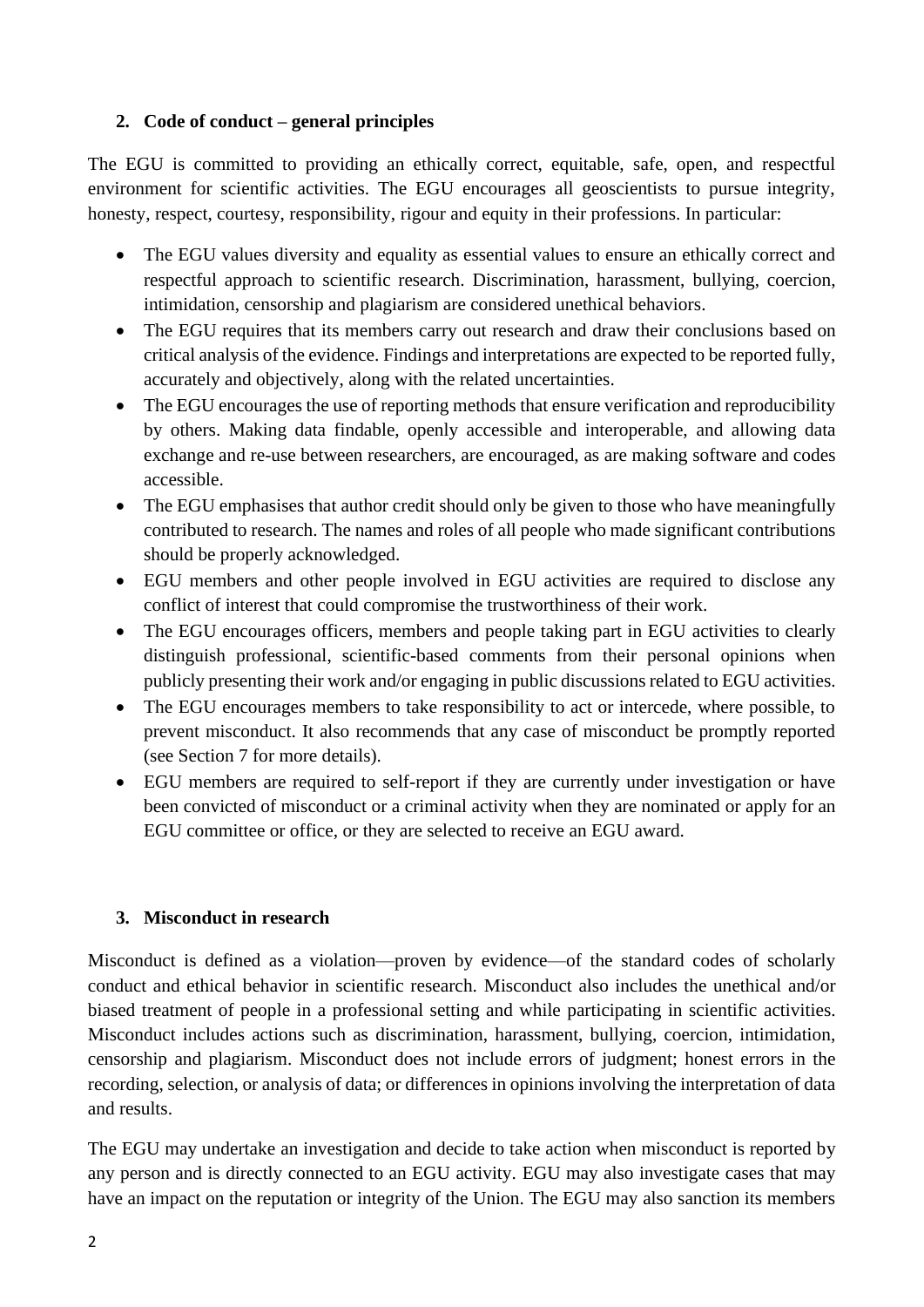## 2. Code of conduct – general principles

The EGU is committed to providing an ethically correct, equitable, safe, open, and respectful environment for scientific activities. The EGU encourages all geoscientists to pursue integrity, honesty, respect, courtesy, responsibility, rigour and equity in their professions. In particular:

- The EGU values diversity and equality as essential values to ensure an ethically correct and respectful approach to scientific research. Discrimination, harassment, bullying, coercion, intimidation, censorship and plagiarism are considered unethical behaviors.
- The EGU requires that its members carry out research and draw their conclusions based on critical analysis of the evidence. Findings and interpretations are expected to be reported fully, accurately and objectively, along with the related uncertainties.
- The EGU encourages the use of reporting methods that ensure verification and reproducibility by others. Making data findable, openly accessible and interoperable, and allowing data exchange and re-use between researchers, are encouraged, as are making software and codes accessible.
- The EGU emphasises that author credit should only be given to those who have meaningfully contributed to research. The names and roles of all people who made significant contributions should be properly acknowledged.
- EGU members and other people involved in EGU activities are required to disclose any conflict of interest that could compromise the trustworthiness of their work.
- The EGU encourages officers, members and people taking part in EGU activities to clearly distinguish professional, scientific-based comments from their personal opinions when publicly presenting their work and/or engaging in public discussions related to EGU activities.
- The EGU encourages members to take responsibility to act or intercede, where possible, to prevent misconduct. It also recommends that any case of misconduct be promptly reported (see Section 7 for more details).
- EGU members are required to self-report if they are currently under investigation or have been convicted of misconduct or a criminal activity when they are nominated or apply for an EGU committee or office, or they are selected to receive an EGU award.

## 3. Misconduct in research

Misconduct is defined as a violation—proven by evidence—of the standard codes of scholarly conduct and ethical behavior in scientific research. Misconduct also includes the unethical and/or biased treatment of people in a professional setting and while participating in scientific activities. Misconduct includes actions such as discrimination, harassment, bullying, coercion, intimidation, censorship and plagiarism. Misconduct does not include errors of judgment; honest errors in the recording, selection, or analysis of data; or differences in opinions involving the interpretation of data and results.

The EGU may undertake an investigation and decide to take action when misconduct is reported by any person and is directly connected to an EGU activity. EGU may also investigate cases that may have an impact on the reputation or integrity of the Union. The EGU may also sanction its members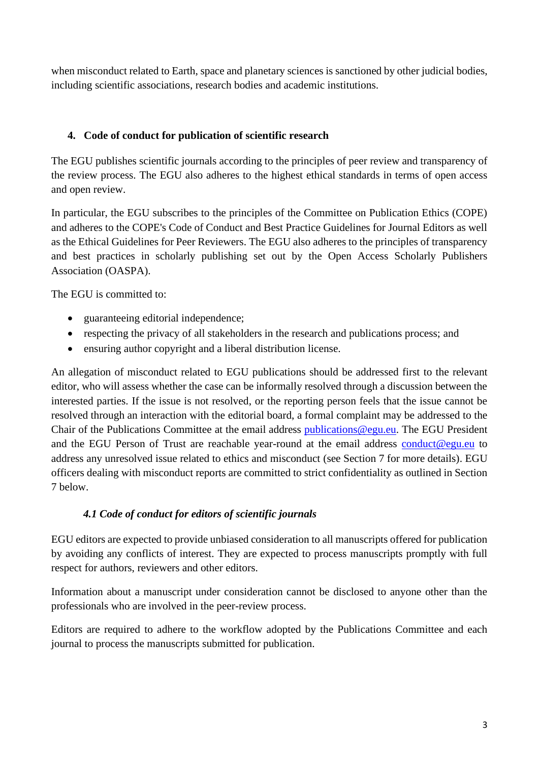when misconduct related to Earth, space and planetary sciences is sanctioned by other judicial bodies, including scientific associations, research bodies and academic institutions.

## 4. Code of conduct for publication of scientific research

The EGU publishes scientific journals according to the principles of peer review and transparency of the review process. The EGU also adheres to the highest ethical standards in terms of open access and open review.

In particular, the EGU subscribes to the principles of the Committee on Publication Ethics (COPE) and adheres to the COPE's Code of Conduct and Best Practice Guidelines for Journal Editors as well as the Ethical Guidelines for Peer Reviewers. The EGU also adheres to the principles of transparency and best practices in scholarly publishing set out by the Open Access Scholarly Publishers Association (OASPA).

The EGU is committed to:

- guaranteeing editorial independence;
- respecting the privacy of all stakeholders in the research and publications process; and
- ensuring author copyright and a liberal distribution license.

An allegation of misconduct related to EGU publications should be addressed first to the relevant editor, who will assess whether the case can be informally resolved through a discussion between the interested parties. If the issue is not resolved, or the reporting person feels that the issue cannot be resolved through an interaction with the editorial board, a formal complaint may be addressed to the Chair of the Publications Committee at the email address publications@egu.eu. The EGU President and the EGU Person of Trust are reachable year-round at the email address conduct@egu.eu to address any unresolved issue related to ethics and misconduct (see Section 7 for more details). EGU officers dealing with misconduct reports are committed to strict confidentiality as outlined in Section 7 below.

### *4.1 Code of conduct for editors of scientific journals*

EGU editors are expected to provide unbiased consideration to all manuscripts offered for publication by avoiding any conflicts of interest. They are expected to process manuscripts promptly with full respect for authors, reviewers and other editors.

Information about a manuscript under consideration cannot be disclosed to anyone other than the professionals who are involved in the peer-review process.

Editors are required to adhere to the workflow adopted by the Publications Committee and each journal to process the manuscripts submitted for publication.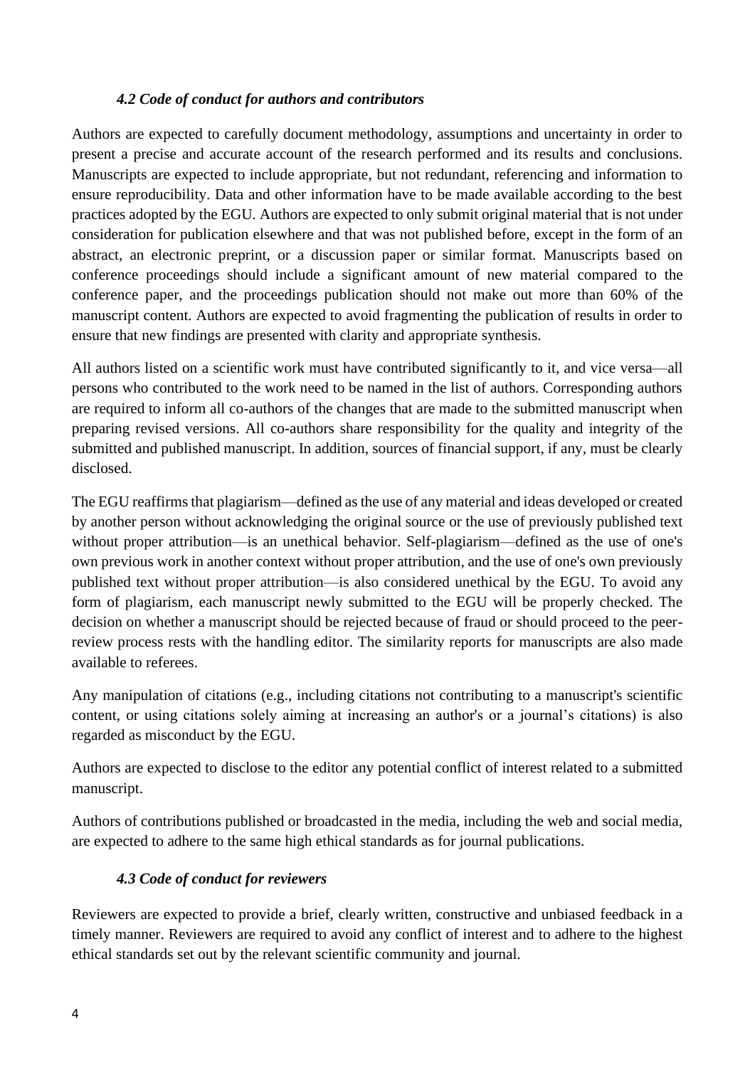### *4.2 Code of conduct for authors and contributors*

Authors are expected to carefully document methodology, assumptions and uncertainty in order to present a precise and accurate account of the research performed and its results and conclusions. Manuscripts are expected to include appropriate, but not redundant, referencing and information to ensure reproducibility. Data and other information have to be made available according to the best practices adopted by the EGU. Authors are expected to only submit original material that is not under consideration for publication elsewhere and that was not published before, except in the form of an abstract, an electronic preprint, or a discussion paper or similar format. Manuscripts based on conference proceedings should include a significant amount of new material compared to the conference paper, and the proceedings publication should not make out more than 60% of the manuscript content. Authors are expected to avoid fragmenting the publication of results in order to ensure that new findings are presented with clarity and appropriate synthesis.

All authors listed on a scientific work must have contributed significantly to it, and vice versa—all persons who contributed to the work need to be named in the list of authors. Corresponding authors are required to inform all co-authors of the changes that are made to the submitted manuscript when preparing revised versions. All co-authors share responsibility for the quality and integrity of the submitted and published manuscript. In addition, sources of financial support, if any, must be clearly disclosed.

The EGU reaffirms that plagiarism—defined as the use of any material and ideas developed or created by another person without acknowledging the original source or the use of previously published text without proper attribution—is an unethical behavior. Self-plagiarism—defined as the use of one's own previous work in another context without proper attribution, and the use of one's own previously published text without proper attribution—is also considered unethical by the EGU. To avoid any form of plagiarism, each manuscript newly submitted to the EGU will be properly checked. The decision on whether a manuscript should be rejected because of fraud or should proceed to the peer-review process rests with the handling editor. The similarity reports for manuscripts are also made available to referees.

Any manipulation of citations (e.g., including citations not contributing to a manuscript's scientific content, or using citations solely aiming at increasing an author's or a journal's citations) is also regarded as misconduct by the EGU.

Authors are expected to disclose to the editor any potential conflict of interest related to a submitted manuscript.

Authors of contributions published or broadcasted in the media, including the web and social media, are expected to adhere to the same high ethical standards as for journal publications.

### *4.3 Code of conduct for reviewers*

Reviewers are expected to provide a brief, clearly written, constructive and unbiased feedback in a timely manner. Reviewers are required to avoid any conflict of interest and to adhere to the highest ethical standards set out by the relevant scientific community and journal.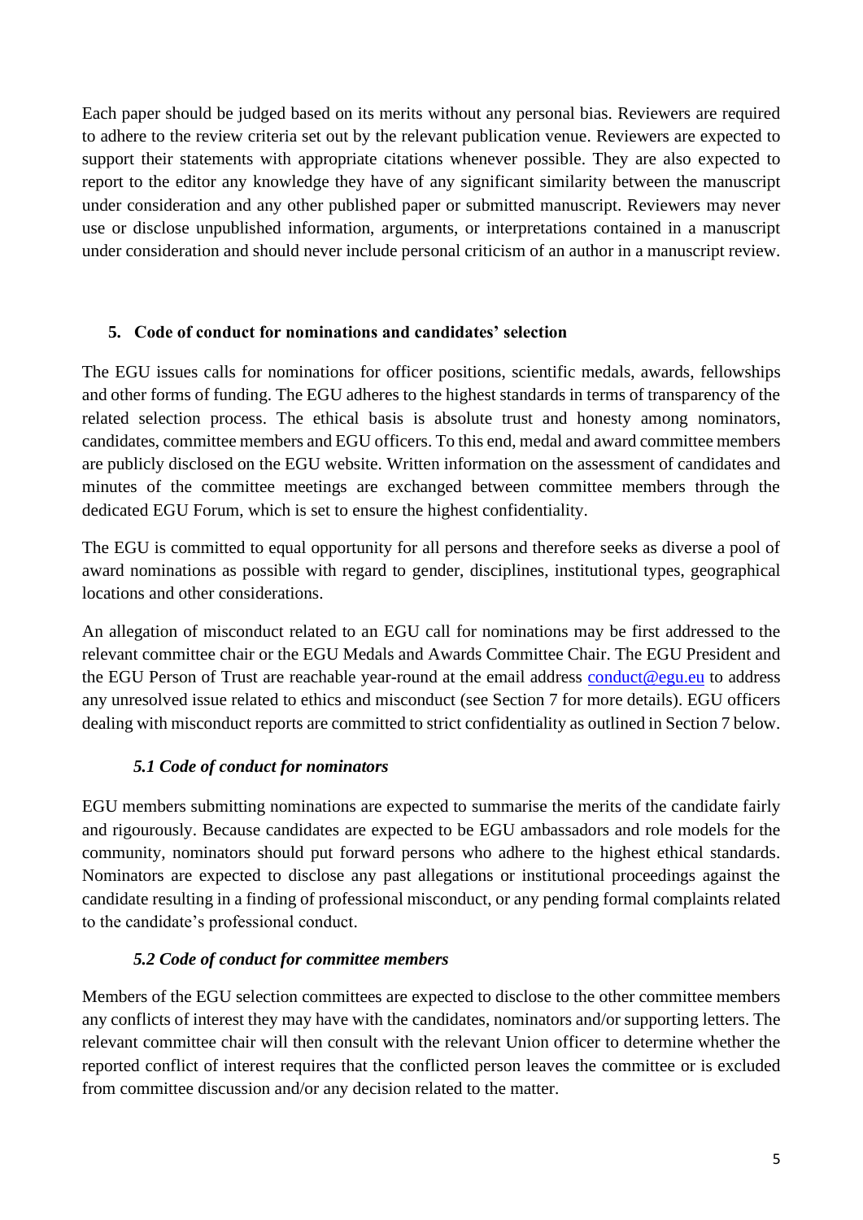Each paper should be judged based on its merits without any personal bias. Reviewers are required to adhere to the review criteria set out by the relevant publication venue. Reviewers are expected to support their statements with appropriate citations whenever possible. They are also expected to report to the editor any knowledge they have of any significant similarity between the manuscript under consideration and any other published paper or submitted manuscript. Reviewers may never use or disclose unpublished information, arguments, or interpretations contained in a manuscript under consideration and should never include personal criticism of an author in a manuscript review.

## 5. Code of conduct for nominations and candidates' selection

The EGU issues calls for nominations for officer positions, scientific medals, awards, fellowships and other forms of funding. The EGU adheres to the highest standards in terms of transparency of the related selection process. The ethical basis is absolute trust and honesty among nominators, candidates, committee members and EGU officers. To this end, medal and award committee members are publicly disclosed on the EGU website. Written information on the assessment of candidates and minutes of the committee meetings are exchanged between committee members through the dedicated EGU Forum, which is set to ensure the highest confidentiality.

The EGU is committed to equal opportunity for all persons and therefore seeks as diverse a pool of award nominations as possible with regard to gender, disciplines, institutional types, geographical locations and other considerations.

An allegation of misconduct related to an EGU call for nominations may be first addressed to the relevant committee chair or the EGU Medals and Awards Committee Chair. The EGU President and the EGU Person of Trust are reachable year-round at the email address [conduct@egu.eu](mailto:conduct@egu.eu) to address any unresolved issue related to ethics and misconduct (see Section 7 for more details). EGU officers dealing with misconduct reports are committed to strict confidentiality as outlined in Section 7 below.

### *5.1 Code of conduct for nominators*

EGU members submitting nominations are expected to summarise the merits of the candidate fairly and rigourously. Because candidates are expected to be EGU ambassadors and role models for the community, nominators should put forward persons who adhere to the highest ethical standards. Nominators are expected to disclose any past allegations or institutional proceedings against the candidate resulting in a finding of professional misconduct, or any pending formal complaints related to the candidate's professional conduct.

### *5.2 Code of conduct for committee members*

Members of the EGU selection committees are expected to disclose to the other committee members any conflicts of interest they may have with the candidates, nominators and/or supporting letters. The relevant committee chair will then consult with the relevant Union officer to determine whether the reported conflict of interest requires that the conflicted person leaves the committee or is excluded from committee discussion and/or any decision related to the matter.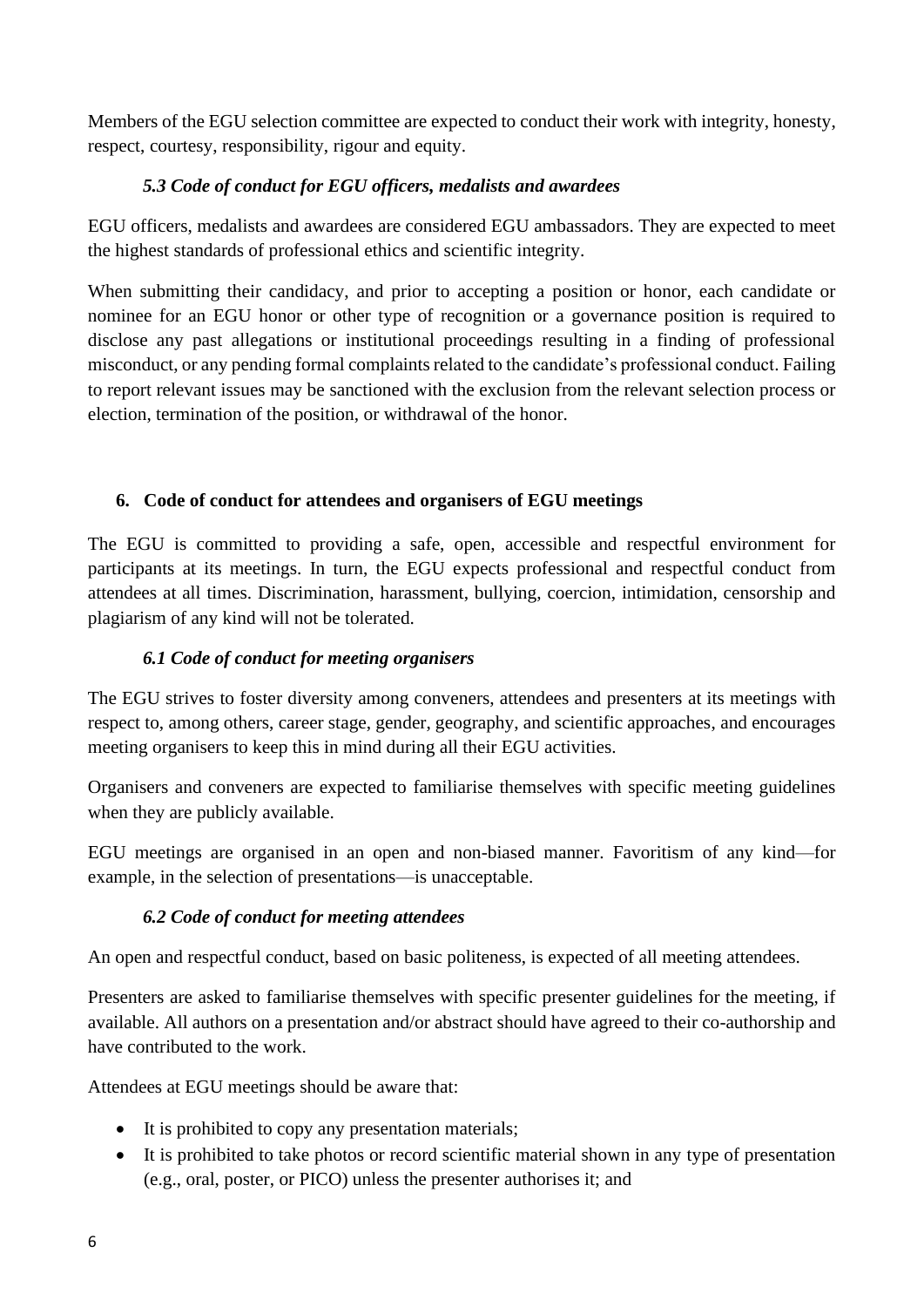Members of the EGU selection committee are expected to conduct their work with integrity, honesty, respect, courtesy, responsibility, rigour and equity.

### *5.3 Code of conduct for EGU officers, medalists and awardees*

EGU officers, medalists and awardees are considered EGU ambassadors. They are expected to meet the highest standards of professional ethics and scientific integrity.

When submitting their candidacy, and prior to accepting a position or honor, each candidate or nominee for an EGU honor or other type of recognition or a governance position is required to disclose any past allegations or institutional proceedings resulting in a finding of professional misconduct, or any pending formal complaints related to the candidate's professional conduct. Failing to report relevant issues may be sanctioned with the exclusion from the relevant selection process or election, termination of the position, or withdrawal of the honor.

## 6. Code of conduct for attendees and organisers of EGU meetings

The EGU is committed to providing a safe, open, accessible and respectful environment for participants at its meetings. In turn, the EGU expects professional and respectful conduct from attendees at all times. Discrimination, harassment, bullying, coercion, intimidation, censorship and plagiarism of any kind will not be tolerated.

### *6.1 Code of conduct for meeting organisers*

The EGU strives to foster diversity among conveners, attendees and presenters at its meetings with respect to, among others, career stage, gender, geography, and scientific approaches, and encourages meeting organisers to keep this in mind during all their EGU activities.

Organisers and conveners are expected to familiarise themselves with specific meeting guidelines when they are publicly available.

EGU meetings are organised in an open and non-biased manner. Favoritism of any kind—for example, in the selection of presentations—is unacceptable.

### *6.2 Code of conduct for meeting attendees*

An open and respectful conduct, based on basic politeness, is expected of all meeting attendees.

Presenters are asked to familiarise themselves with specific presenter guidelines for the meeting, if available. All authors on a presentation and/or abstract should have agreed to their co-authorship and have contributed to the work.

Attendees at EGU meetings should be aware that:

- It is prohibited to copy any presentation materials;
- It is prohibited to take photos or record scientific material shown in any type of presentation (e.g., oral, poster, or PICO) unless the presenter authorises it; and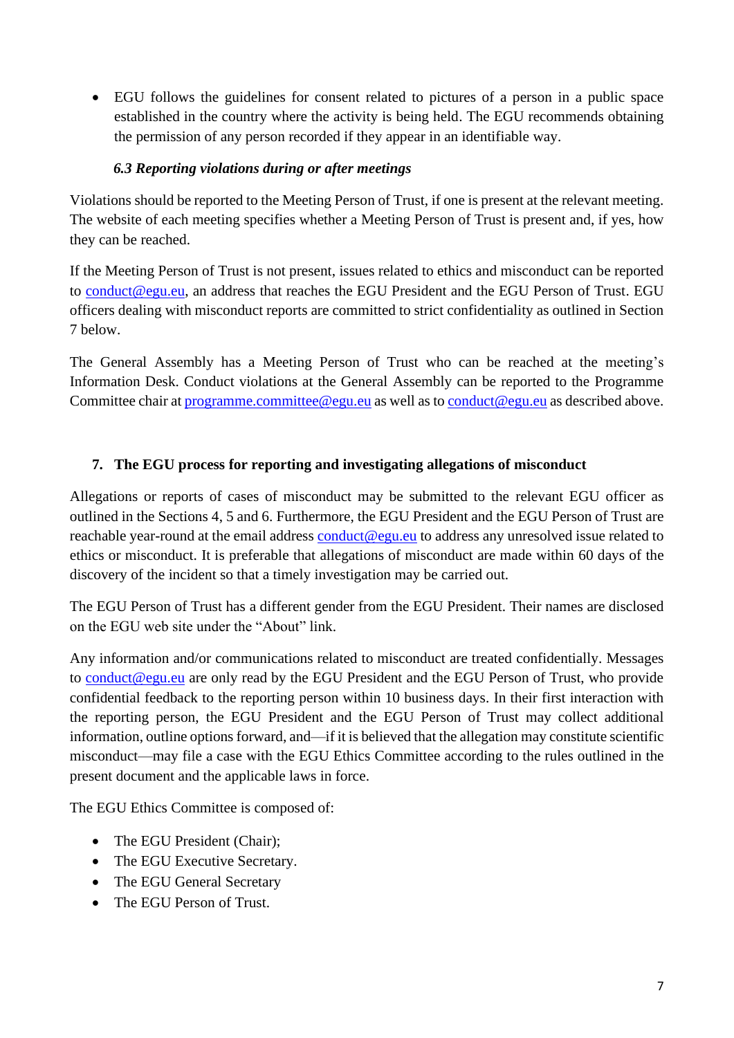- EGU follows the guidelines for consent related to pictures of a person in a public space established in the country where the activity is being held. The EGU recommends obtaining the permission of any person recorded if they appear in an identifiable way.

### *6.3 Reporting violations during or after meetings*

Violations should be reported to the Meeting Person of Trust, if one is present at the relevant meeting. The website of each meeting specifies whether a Meeting Person of Trust is present and, if yes, how they can be reached.

If the Meeting Person of Trust is not present, issues related to ethics and misconduct can be reported to conduct@egu.eu, an address that reaches the EGU President and the EGU Person of Trust. EGU officers dealing with misconduct reports are committed to strict confidentiality as outlined in Section 7 below.

The General Assembly has a Meeting Person of Trust who can be reached at the meeting's Information Desk. Conduct violations at the General Assembly can be reported to the Programme Committee chair at programme.committee@egu.eu as well as to conduct@egu.eu as described above.

## 7. The EGU process for reporting and investigating allegations of misconduct

Allegations or reports of cases of misconduct may be submitted to the relevant EGU officer as outlined in the Sections 4, 5 and 6. Furthermore, the EGU President and the EGU Person of Trust are reachable year-round at the email address conduct@egu.eu to address any unresolved issue related to ethics or misconduct. It is preferable that allegations of misconduct are made within 60 days of the discovery of the incident so that a timely investigation may be carried out.

The EGU Person of Trust has a different gender from the EGU President. Their names are disclosed on the EGU web site under the "About" link.

Any information and/or communications related to misconduct are treated confidentially. Messages to conduct@egu.eu are only read by the EGU President and the EGU Person of Trust, who provide confidential feedback to the reporting person within 10 business days. In their first interaction with the reporting person, the EGU President and the EGU Person of Trust may collect additional information, outline options forward, and—if it is believed that the allegation may constitute scientific misconduct—may file a case with the EGU Ethics Committee according to the rules outlined in the present document and the applicable laws in force.

The EGU Ethics Committee is composed of:

- The EGU President (Chair);
- The EGU Executive Secretary.
- The EGU General Secretary
- The EGU Person of Trust.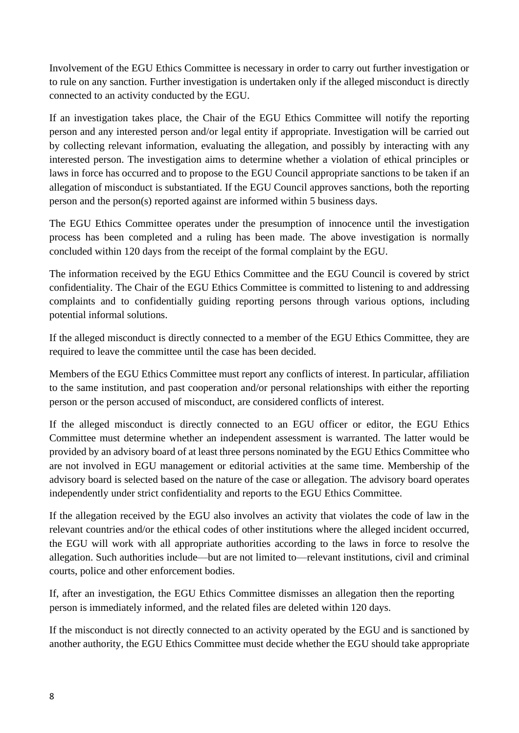Involvement of the EGU Ethics Committee is necessary in order to carry out further investigation or to rule on any sanction. Further investigation is undertaken only if the alleged misconduct is directly connected to an activity conducted by the EGU.

If an investigation takes place, the Chair of the EGU Ethics Committee will notify the reporting person and any interested person and/or legal entity if appropriate. Investigation will be carried out by collecting relevant information, evaluating the allegation, and possibly by interacting with any interested person. The investigation aims to determine whether a violation of ethical principles or laws in force has occurred and to propose to the EGU Council appropriate sanctions to be taken if an allegation of misconduct is substantiated. If the EGU Council approves sanctions, both the reporting person and the person(s) reported against are informed within 5 business days.

The EGU Ethics Committee operates under the presumption of innocence until the investigation process has been completed and a ruling has been made. The above investigation is normally concluded within 120 days from the receipt of the formal complaint by the EGU.

The information received by the EGU Ethics Committee and the EGU Council is covered by strict confidentiality. The Chair of the EGU Ethics Committee is committed to listening to and addressing complaints and to confidentially guiding reporting persons through various options, including potential informal solutions.

If the alleged misconduct is directly connected to a member of the EGU Ethics Committee, they are required to leave the committee until the case has been decided.

Members of the EGU Ethics Committee must report any conflicts of interest. In particular, affiliation to the same institution, and past cooperation and/or personal relationships with either the reporting person or the person accused of misconduct, are considered conflicts of interest.

If the alleged misconduct is directly connected to an EGU officer or editor, the EGU Ethics Committee must determine whether an independent assessment is warranted. The latter would be provided by an advisory board of at least three persons nominated by the EGU Ethics Committee who are not involved in EGU management or editorial activities at the same time. Membership of the advisory board is selected based on the nature of the case or allegation. The advisory board operates independently under strict confidentiality and reports to the EGU Ethics Committee.

If the allegation received by the EGU also involves an activity that violates the code of law in the relevant countries and/or the ethical codes of other institutions where the alleged incident occurred, the EGU will work with all appropriate authorities according to the laws in force to resolve the allegation. Such authorities include—but are not limited to—relevant institutions, civil and criminal courts, police and other enforcement bodies.

If, after an investigation, the EGU Ethics Committee dismisses an allegation then the reporting person is immediately informed, and the related files are deleted within 120 days.

If the misconduct is not directly connected to an activity operated by the EGU and is sanctioned by another authority, the EGU Ethics Committee must decide whether the EGU should take appropriate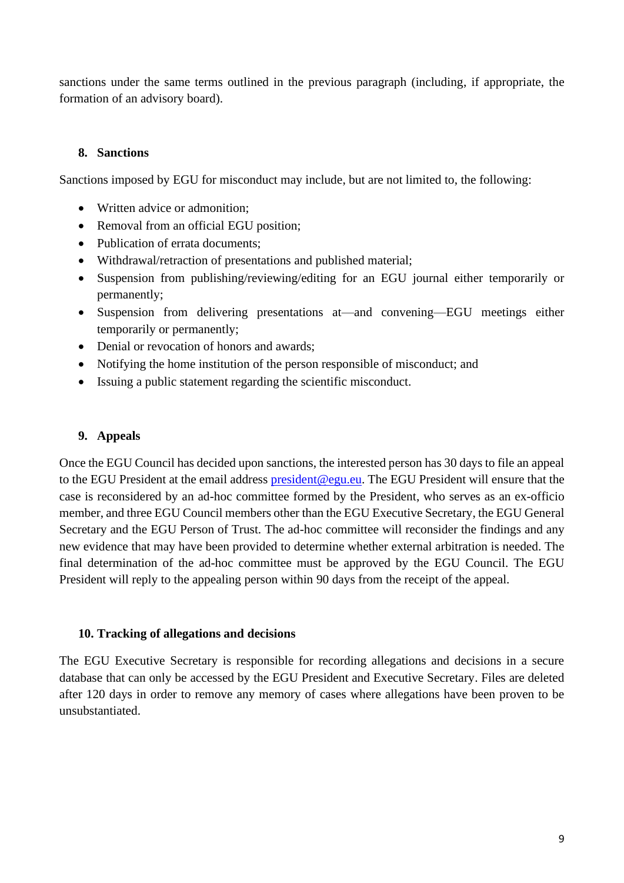sanctions under the same terms outlined in the previous paragraph (including, if appropriate, the formation of an advisory board).

## 8. Sanctions

Sanctions imposed by EGU for misconduct may include, but are not limited to, the following:

- Written advice or admonition;
- Removal from an official EGU position;
- Publication of errata documents;
- Withdrawal/retraction of presentations and published material;
- Suspension from publishing/reviewing/editing for an EGU journal either temporarily or permanently;
- Suspension from delivering presentations at—and convening—EGU meetings either temporarily or permanently;
- Denial or revocation of honors and awards;
- Notifying the home institution of the person responsible of misconduct; and
- Issuing a public statement regarding the scientific misconduct.

## 9. Appeals

Once the EGU Council has decided upon sanctions, the interested person has 30 days to file an appeal to the EGU President at the email address [president@egu.eu](mailto:president@egu.eu). The EGU President will ensure that the case is reconsidered by an ad-hoc committee formed by the President, who serves as an ex-officio member, and three EGU Council members other than the EGU Executive Secretary, the EGU General Secretary and the EGU Person of Trust. The ad-hoc committee will reconsider the findings and any new evidence that may have been provided to determine whether external arbitration is needed. The final determination of the ad-hoc committee must be approved by the EGU Council. The EGU President will reply to the appealing person within 90 days from the receipt of the appeal.

## 10. Tracking of allegations and decisions

The EGU Executive Secretary is responsible for recording allegations and decisions in a secure database that can only be accessed by the EGU President and Executive Secretary. Files are deleted after 120 days in order to remove any memory of cases where allegations have been proven to be unsubstantiated.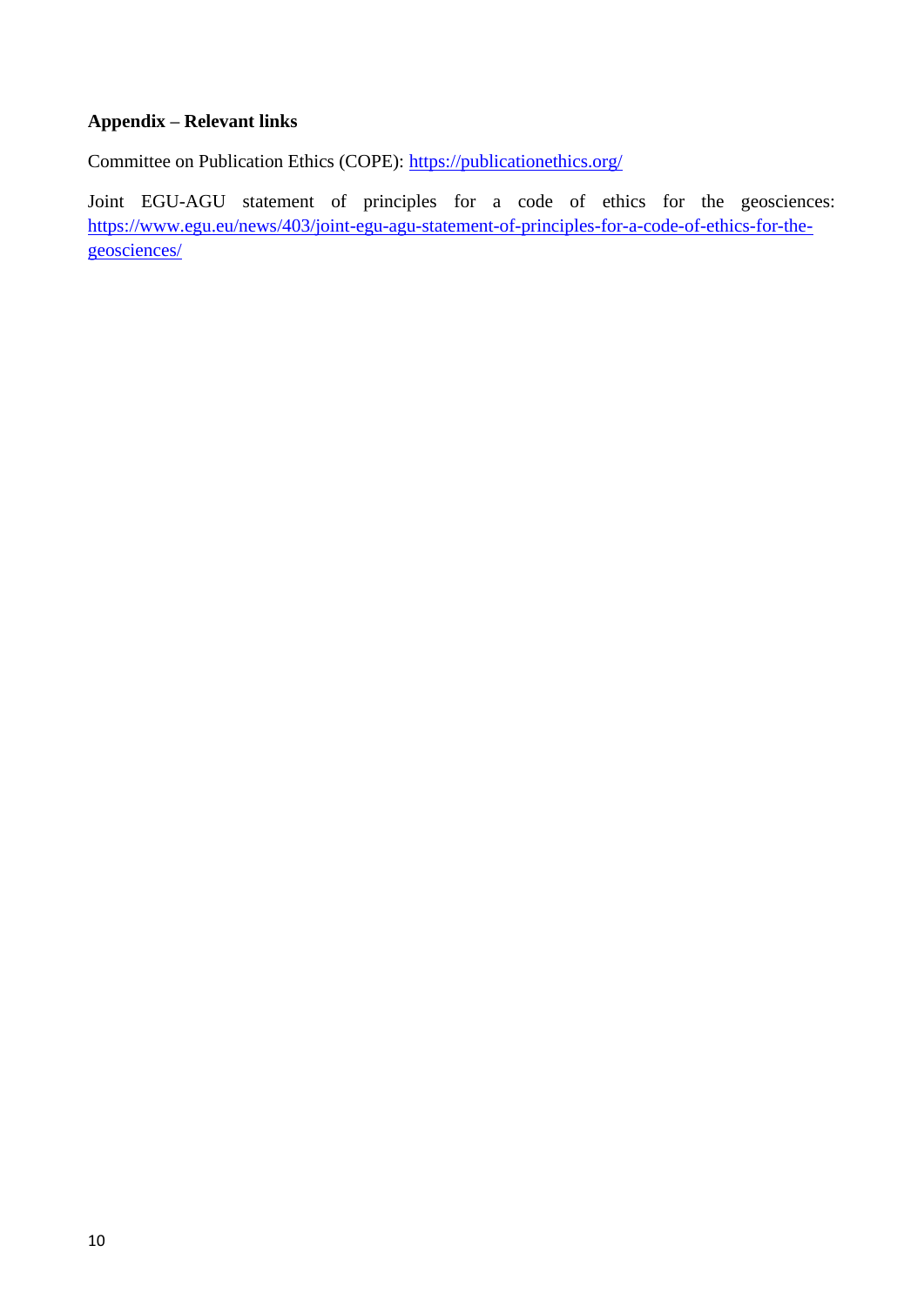**Appendix – Relevant links**

Committee on Publication Ethics (COPE): https://publicationethics.org/

Joint EGU-AGU statement of principles for a code of ethics for the geosciences: https://www.egu.eu/news/403/joint-egu-agu-statement-of-principles-for-a-code-of-ethics-for-the-geosciences/